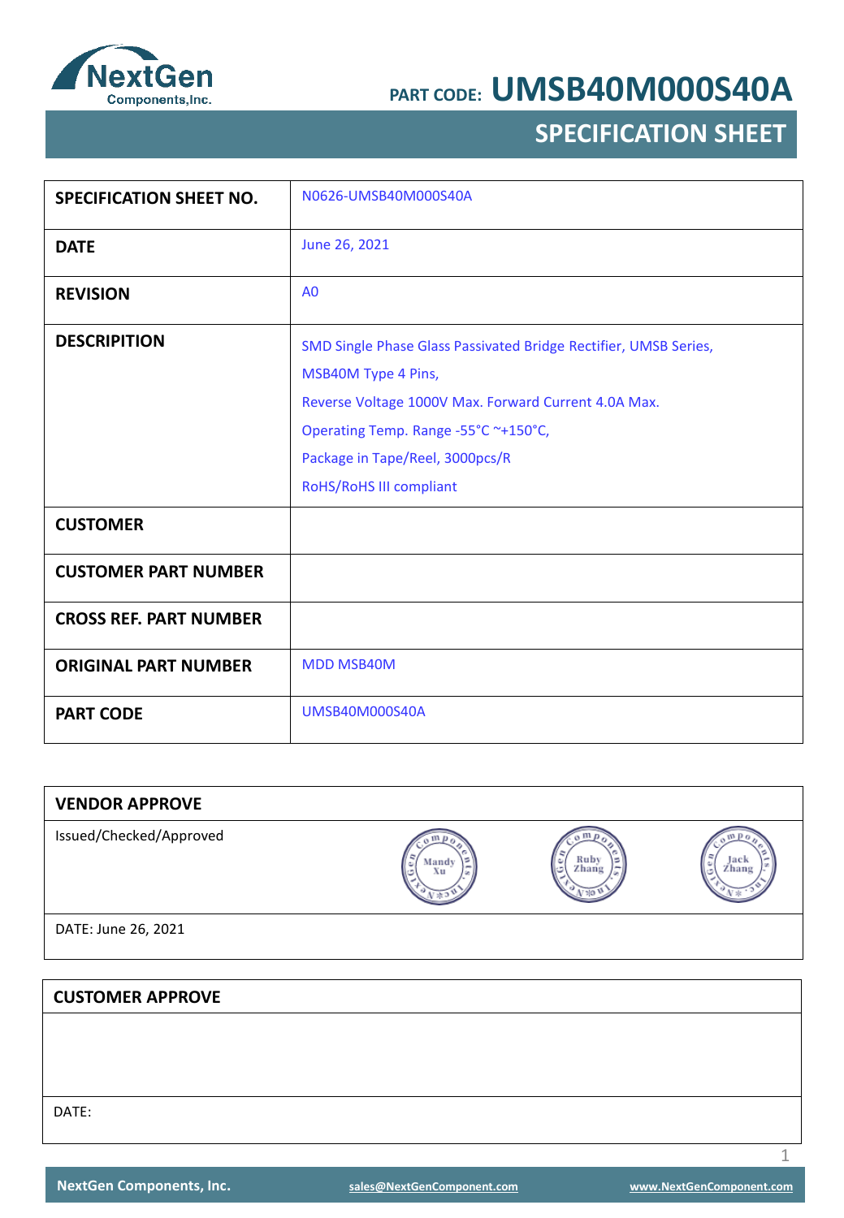**PART CODE: UMSB40M000S40A**

# SPECIFICATION SHEET

| | |
|---|---|
| **SPECIFICATION SHEET NO.** | N0626-UMSB40M000S40A |
| **DATE** | June 26, 2021 |
| **REVISION** | A0 |
| **DESCRIPITION** | SMD Single Phase Glass Passivated Bridge Rectifier, UMSB Series,<br>MSB40M Type 4 Pins,<br>Reverse Voltage 1000V Max. Forward Current 4.0A Max.<br>Operating Temp. Range -55°C ~+150°C,<br>Package in Tape/Reel, 3000pcs/R<br>RoHS/RoHS III compliant |
| **CUSTOMER** | |
| **CUSTOMER PART NUMBER** | |
| **CROSS REF. PART NUMBER** | |
| **ORIGINAL PART NUMBER** | MDD MSB40M |
| **PART CODE** | UMSB40M000S40A |

| **VENDOR APPROVE** | | | |
|---|---|---|---|
| Issued/Checked/Approved | Mandy Xu | Ruby Zhang | Jack Zhang |
| DATE: June 26, 2021 | | | |

| **CUSTOMER APPROVE** |
|---|
| |
| DATE: |

NextGen Components, Inc. sales@NextGenComponent.com www.NextGenComponent.com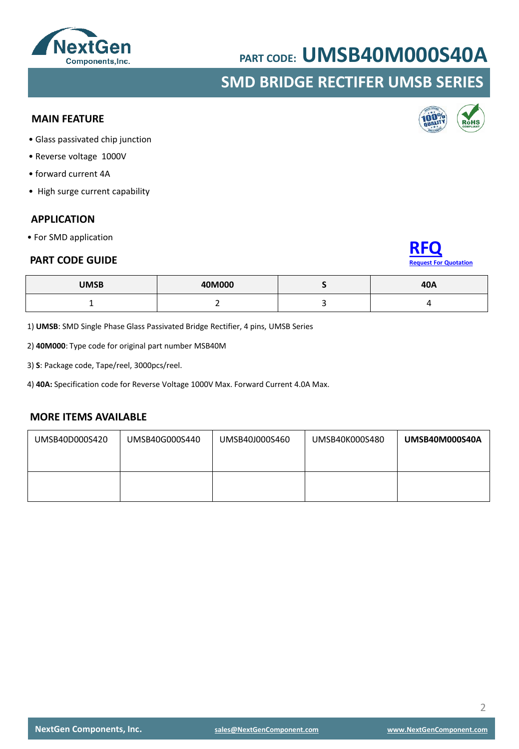# PART CODE: UMSB40M000S40A

## SMD BRIDGE RECTIFER UMSB SERIES

### MAIN FEATURE

- Glass passivated chip junction
- Reverse voltage 1000V
- forward current 4A
- High surge current capability

### APPLICATION

- For SMD application

### PART CODE GUIDE

RFQ
Request For Quotation

| UMSB | 40M000 | S | 40A |
|---|---|---|---|
| 1 | 2 | 3 | 4 |

1) **UMSB**: SMD Single Phase Glass Passivated Bridge Rectifier, 4 pins, UMSB Series

2) **40M000**: Type code for original part number MSB40M

3) **S**: Package code, Tape/reel, 3000pcs/reel.

4) **40A:** Specification code for Reverse Voltage 1000V Max. Forward Current 4.0A Max.

### MORE ITEMS AVAILABLE

| UMSB40D000S420 | UMSB40G000S440 | UMSB40J000S460 | UMSB40K000S480 | **UMSB40M000S40A** |
|---|---|---|---|---|
| | | | | |

NextGen Components, Inc. sales@NextGenComponent.com www.NextGenComponent.com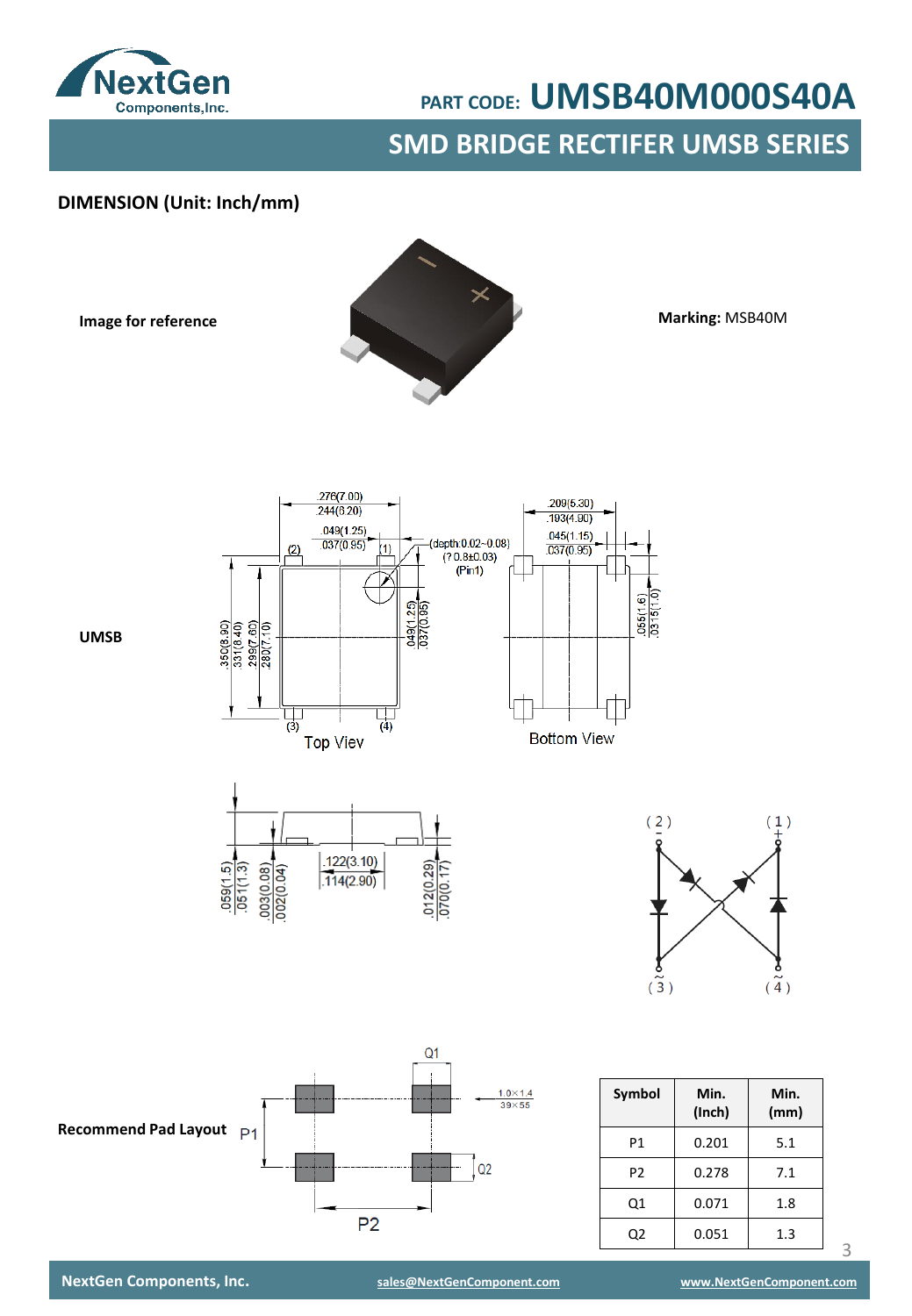PART CODE: **UMSB40M000S40A**

## SMD BRIDGE RECTIFER UMSB SERIES

### DIMENSION (Unit: Inch/mm)

**Image for reference**

**Marking:** MSB40M

**UMSB**

Top View

Bottom View

**Recommend Pad Layout**

| Symbol | Min. (Inch) | Min. (mm) |
|---|---|---|
| P1 | 0.201 | 5.1 |
| P2 | 0.278 | 7.1 |
| Q1 | 0.071 | 1.8 |
| Q2 | 0.051 | 1.3 |

NextGen Components, Inc. sales@NextGenComponent.com www.NextGenComponent.com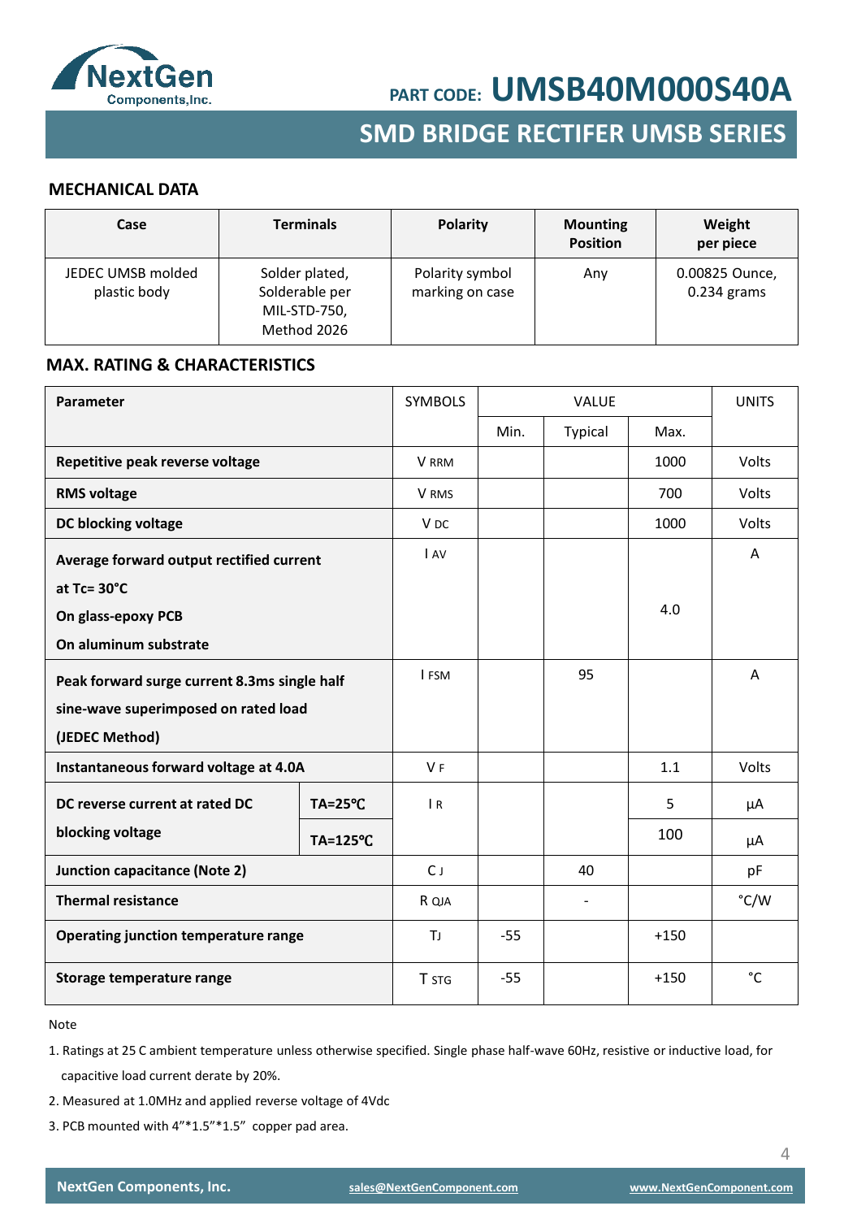PART CODE: **UMSB40M000S40A**

## SMD BRIDGE RECTIFER UMSB SERIES

### MECHANICAL DATA

| Case | Terminals | Polarity | Mounting Position | Weight per piece |
|---|---|---|---|---|
| JEDEC UMSB molded plastic body | Solder plated, Solderable per MIL-STD-750, Method 2026 | Polarity symbol marking on case | Any | 0.00825 Ounce, 0.234 grams |

### MAX. RATING & CHARACTERISTICS

| Parameter | | SYMBOLS | VALUE | | | UNITS |
|---|---|---|---|---|---|---|
| | | | Min. | Typical | Max. | |
| **Repetitive peak reverse voltage** | | $V_{RRM}$ | | | 1000 | Volts |
| **RMS voltage** | | $V_{RMS}$ | | | 700 | Volts |
| **DC blocking voltage** | | $V_{DC}$ | | | 1000 | Volts |
| **Average forward output rectified current at Tc= 30°C On glass-epoxy PCB On aluminum substrate** | | $I_{AV}$ | | | 4.0 | A |
| **Peak forward surge current 8.3ms single half sine-wave superimposed on rated load (JEDEC Method)** | | $I_{FSM}$ | | 95 | | A |
| **Instantaneous forward voltage at 4.0A** | | $V_F$ | | | 1.1 | Volts |
| **DC reverse current at rated DC blocking voltage** | **TA=25℃** | $I_R$ | | | 5 | µA |
| | **TA=125℃** | | | | 100 | µA |
| **Junction capacitance (Note 2)** | | $C_J$ | | 40 | | pF |
| **Thermal resistance** | | $R_{QJA}$ | | - | | °C/W |
| **Operating junction temperature range** | | $T_J$ | -55 | | +150 | |
| **Storage temperature range** | | $T_{STG}$ | -55 | | +150 | °C |

Note

1. Ratings at 25 C ambient temperature unless otherwise specified. Single phase half-wave 60Hz, resistive or inductive load, for capacitive load current derate by 20%.
2. Measured at 1.0MHz and applied reverse voltage of 4Vdc
3. PCB mounted with 4”*1.5”*1.5” copper pad area.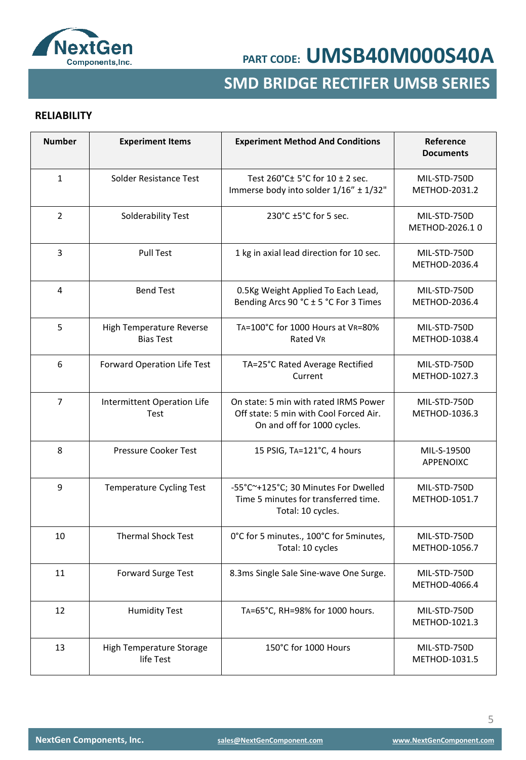# PART CODE: UMSB40M000S40A

## SMD BRIDGE RECTIFER UMSB SERIES

### RELIABILITY

| Number | Experiment Items | Experiment Method And Conditions | Reference Documents |
|---|---|---|---|
| 1 | Solder Resistance Test | Test 260°C± 5°C for 10 ± 2 sec. Immerse body into solder 1/16" ± 1/32" | MIL-STD-750D METHOD-2031.2 |
| 2 | Solderability Test | 230°C ±5°C for 5 sec. | MIL-STD-750D METHOD-2026.1 0 |
| 3 | Pull Test | 1 kg in axial lead direction for 10 sec. | MIL-STD-750D METHOD-2036.4 |
| 4 | Bend Test | 0.5Kg Weight Applied To Each Lead, Bending Arcs 90 °C ± 5 °C For 3 Times | MIL-STD-750D METHOD-2036.4 |
| 5 | High Temperature Reverse Bias Test | $T_A$=100°C for 1000 Hours at $V_R$=80% Rated $V_R$ | MIL-STD-750D METHOD-1038.4 |
| 6 | Forward Operation Life Test | TA=25°C Rated Average Rectified Current | MIL-STD-750D METHOD-1027.3 |
| 7 | Intermittent Operation Life Test | On state: 5 min with rated IRMS Power Off state: 5 min with Cool Forced Air. On and off for 1000 cycles. | MIL-STD-750D METHOD-1036.3 |
| 8 | Pressure Cooker Test | 15 PSIG, $T_A$=121°C, 4 hours | MIL-S-19500 APPENOIXC |
| 9 | Temperature Cycling Test | -55°C~+125°C; 30 Minutes For Dwelled Time 5 minutes for transferred time. Total: 10 cycles. | MIL-STD-750D METHOD-1051.7 |
| 10 | Thermal Shock Test | 0°C for 5 minutes., 100°C for 5minutes, Total: 10 cycles | MIL-STD-750D METHOD-1056.7 |
| 11 | Forward Surge Test | 8.3ms Single Sale Sine-wave One Surge. | MIL-STD-750D METHOD-4066.4 |
| 12 | Humidity Test | $T_A$=65°C, RH=98% for 1000 hours. | MIL-STD-750D METHOD-1021.3 |
| 13 | High Temperature Storage life Test | 150°C for 1000 Hours | MIL-STD-750D METHOD-1031.5 |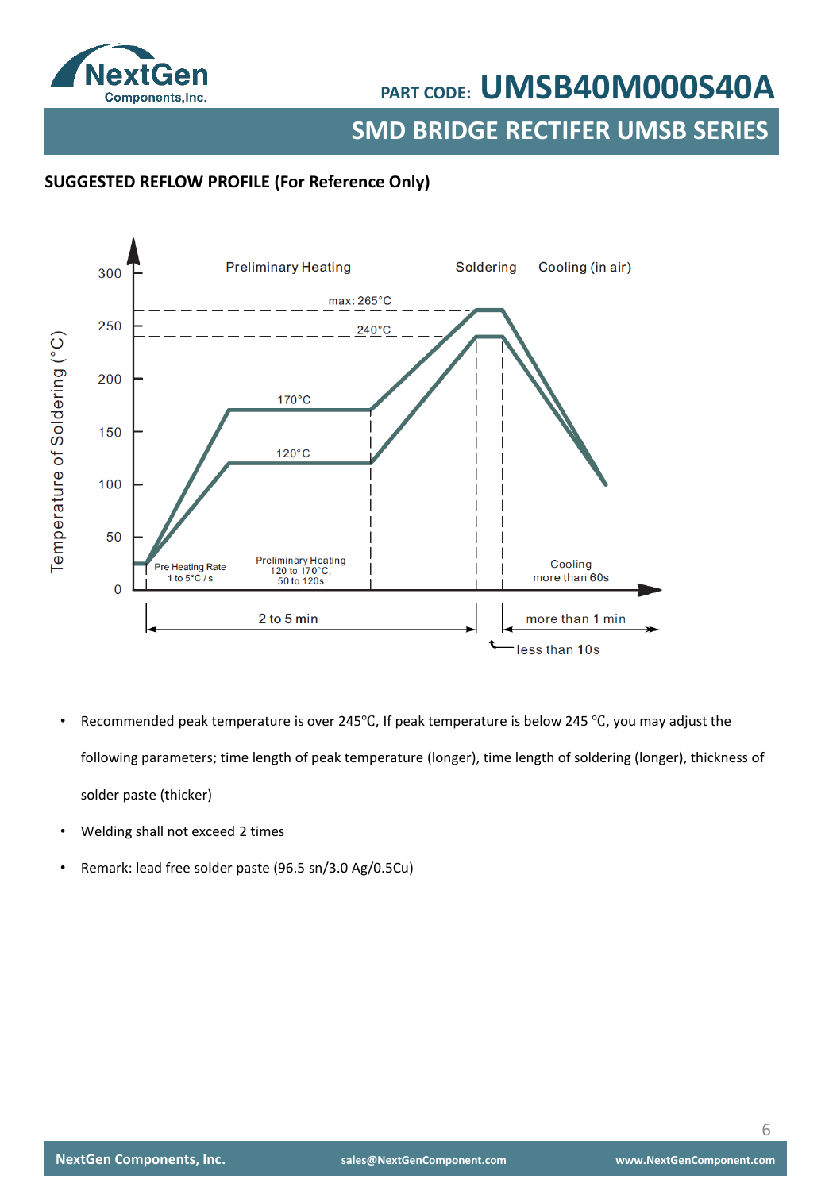## SUGGESTED REFLOW PROFILE (For Reference Only)

Preliminary Heating | Soldering | Cooling (in air)

Temperature of Soldering (°C)

max: 265°C

240°C

170°C

120°C

Pre Heating Rate 1 to 5°C / s

Preliminary Heating 120 to 170°C, 50 to 120s

Cooling more than 60s

2 to 5 min

more than 1 min

less than 10s

- Recommended peak temperature is over 245°C, If peak temperature is below 245 °C, you may adjust the following parameters; time length of peak temperature (longer), time length of soldering (longer), thickness of solder paste (thicker)
- Welding shall not exceed 2 times
- Remark: lead free solder paste (96.5 sn/3.0 Ag/0.5Cu)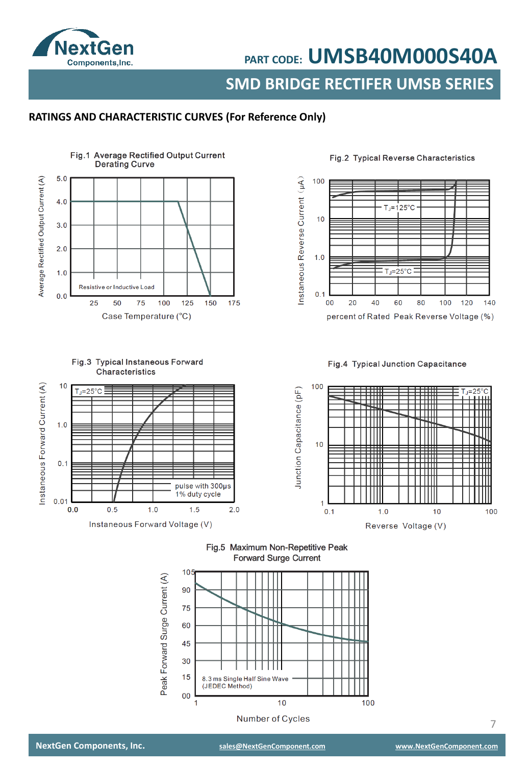## RATINGS AND CHARACTERISTIC CURVES (For Reference Only)

Fig.1 Average Rectified Output Current Derating Curve

Average Rectified Output Current (A)

Resistive or Inductive Load

Case Temperature (°C)

Fig.2 Typical Reverse Characteristics

Instaneous Reverse Current (μA)

$T_J$=125°C

$T_J$=25°C

percent of Rated Peak Reverse Voltage (%)

Fig.3 Typical Instaneous Forward Characteristics

Instaneous Forward Current (A)

$T_J$=25°C

pulse with 300μs 1% duty cycle

Instaneous Forward Voltage (V)

Fig.4 Typical Junction Capacitance

Junction Capacitance (pF)

$T_J$=25°C

Reverse Voltage (V)

Fig.5 Maximum Non-Repetitive Peak Forward Surge Current

Peak Forward Surge Current (A)

8.3 ms Single Half Sine Wave (JEDEC Method)

Number of Cycles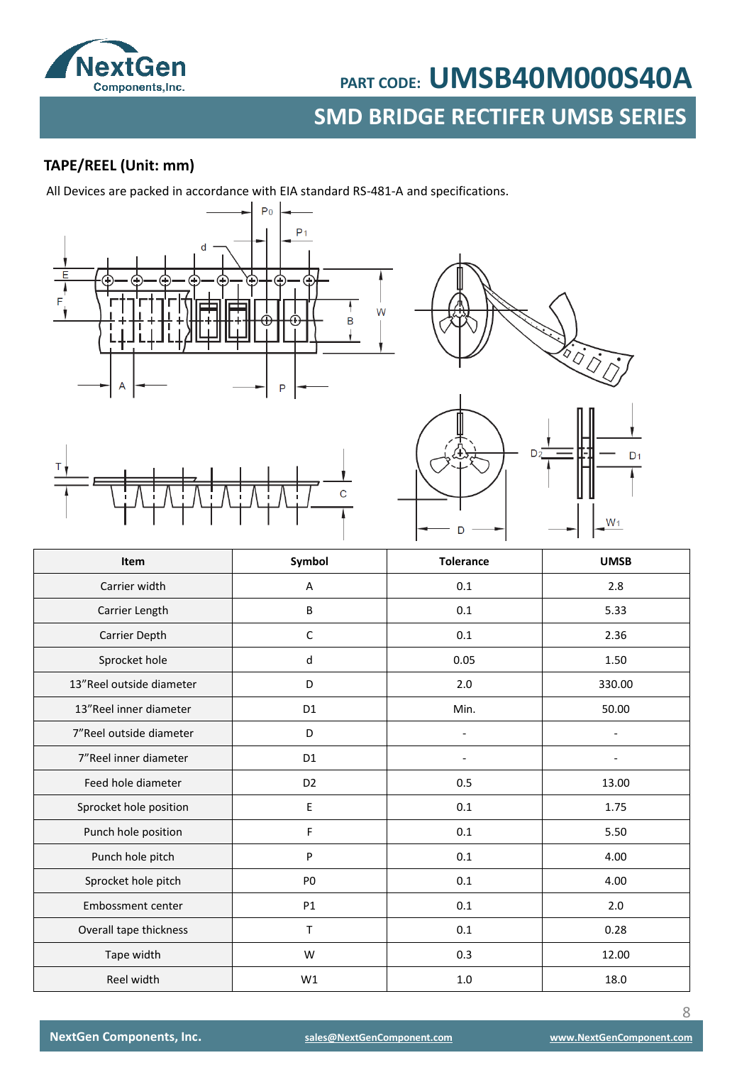## TAPE/REEL (Unit: mm)

All Devices are packed in accordance with EIA standard RS-481-A and specifications.

| Item | Symbol | Tolerance | UMSB |
|---|---|---|---|
| Carrier width | A | 0.1 | 2.8 |
| Carrier Length | B | 0.1 | 5.33 |
| Carrier Depth | C | 0.1 | 2.36 |
| Sprocket hole | d | 0.05 | 1.50 |
| 13”Reel outside diameter | D | 2.0 | 330.00 |
| 13”Reel inner diameter | D1 | Min. | 50.00 |
| 7”Reel outside diameter | D | - | - |
| 7”Reel inner diameter | D1 | - | - |
| Feed hole diameter | D2 | 0.5 | 13.00 |
| Sprocket hole position | E | 0.1 | 1.75 |
| Punch hole position | F | 0.1 | 5.50 |
| Punch hole pitch | P | 0.1 | 4.00 |
| Sprocket hole pitch | P0 | 0.1 | 4.00 |
| Embossment center | P1 | 0.1 | 2.0 |
| Overall tape thickness | T | 0.1 | 0.28 |
| Tape width | W | 0.3 | 12.00 |
| Reel width | W1 | 1.0 | 18.0 |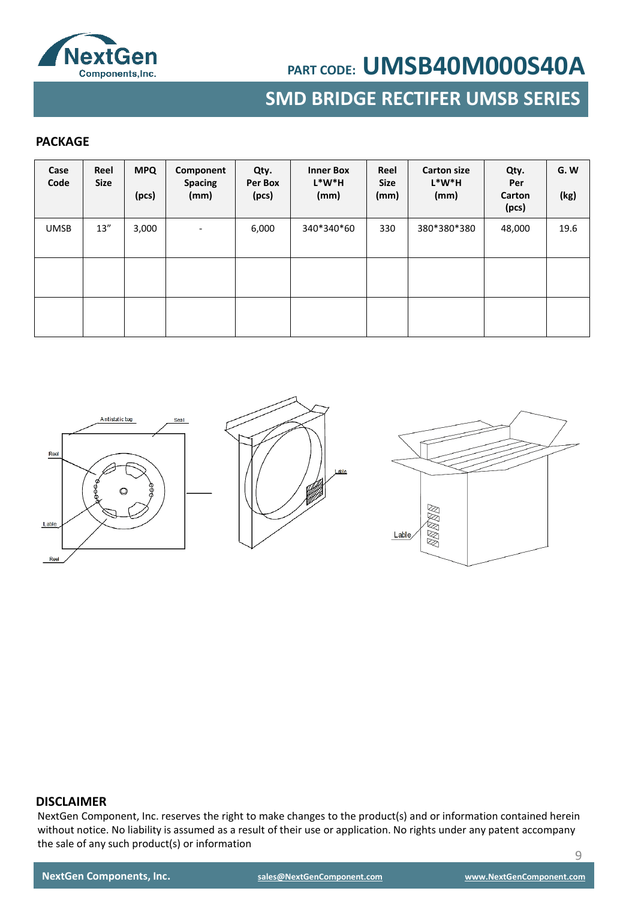## PACKAGE

| Case Code | Reel Size | MPQ (pcs) | Component Spacing (mm) | Qty. Per Box (pcs) | Inner Box L*W*H (mm) | Reel Size (mm) | Carton size L*W*H (mm) | Qty. Per Carton (pcs) | G. W (kg) |
|---|---|---|---|---|---|---|---|---|---|
| UMSB | 13" | 3,000 | - | 6,000 | 340*340*60 | 330 | 380*380*380 | 48,000 | 19.6 |
| | | | | | | | | | |
| | | | | | | | | | |

Antistatic bag
Seal
Reel
Lable
Reel
Lable
Lable

## DISCLAIMER

NextGen Component, Inc. reserves the right to make changes to the product(s) and or information contained herein without notice. No liability is assumed as a result of their use or application. No rights under any patent accompany the sale of any such product(s) or information